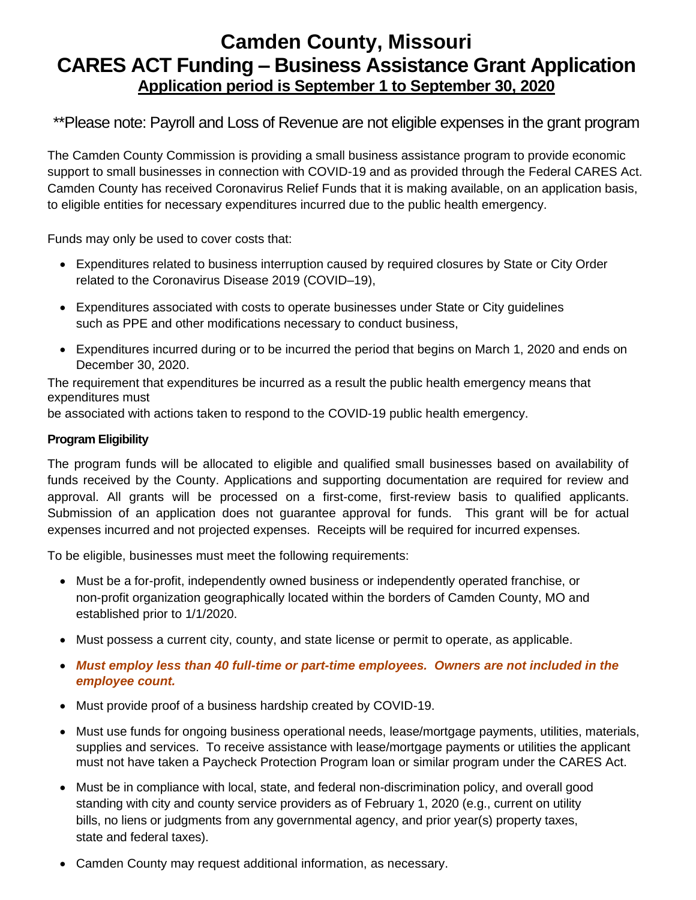# Camden County, Missouri
# CARES ACT Funding – Business Assistance Grant Application
## <u>Application period is September 1 to September 30, 2020</u>

\*\*Please note: Payroll and Loss of Revenue are not eligible expenses in the grant program

The Camden County Commission is providing a small business assistance program to provide economic support to small businesses in connection with COVID-19 and as provided through the Federal CARES Act. Camden County has received Coronavirus Relief Funds that it is making available, on an application basis, to eligible entities for necessary expenditures incurred due to the public health emergency.

Funds may only be used to cover costs that:

- Expenditures related to business interruption caused by required closures by State or City Order related to the Coronavirus Disease 2019 (COVID–19),
- Expenditures associated with costs to operate businesses under State or City guidelines such as PPE and other modifications necessary to conduct business,
- Expenditures incurred during or to be incurred the period that begins on March 1, 2020 and ends on December 30, 2020.

The requirement that expenditures be incurred as a result the public health emergency means that expenditures must
be associated with actions taken to respond to the COVID-19 public health emergency.

**Program Eligibility**

The program funds will be allocated to eligible and qualified small businesses based on availability of funds received by the County. Applications and supporting documentation are required for review and approval. All grants will be processed on a first-come, first-review basis to qualified applicants. Submission of an application does not guarantee approval for funds. This grant will be for actual expenses incurred and not projected expenses. Receipts will be required for incurred expenses.

To be eligible, businesses must meet the following requirements:

- Must be a for-profit, independently owned business or independently operated franchise, or non-profit organization geographically located within the borders of Camden County, MO and established prior to 1/1/2020.
- Must possess a current city, county, and state license or permit to operate, as applicable.
- ***Must employ less than 40 full-time or part-time employees. Owners are not included in the employee count.***
- Must provide proof of a business hardship created by COVID-19.
- Must use funds for ongoing business operational needs, lease/mortgage payments, utilities, materials, supplies and services. To receive assistance with lease/mortgage payments or utilities the applicant must not have taken a Paycheck Protection Program loan or similar program under the CARES Act.
- Must be in compliance with local, state, and federal non-discrimination policy, and overall good standing with city and county service providers as of February 1, 2020 (e.g., current on utility bills, no liens or judgments from any governmental agency, and prior year(s) property taxes, state and federal taxes).
- Camden County may request additional information, as necessary.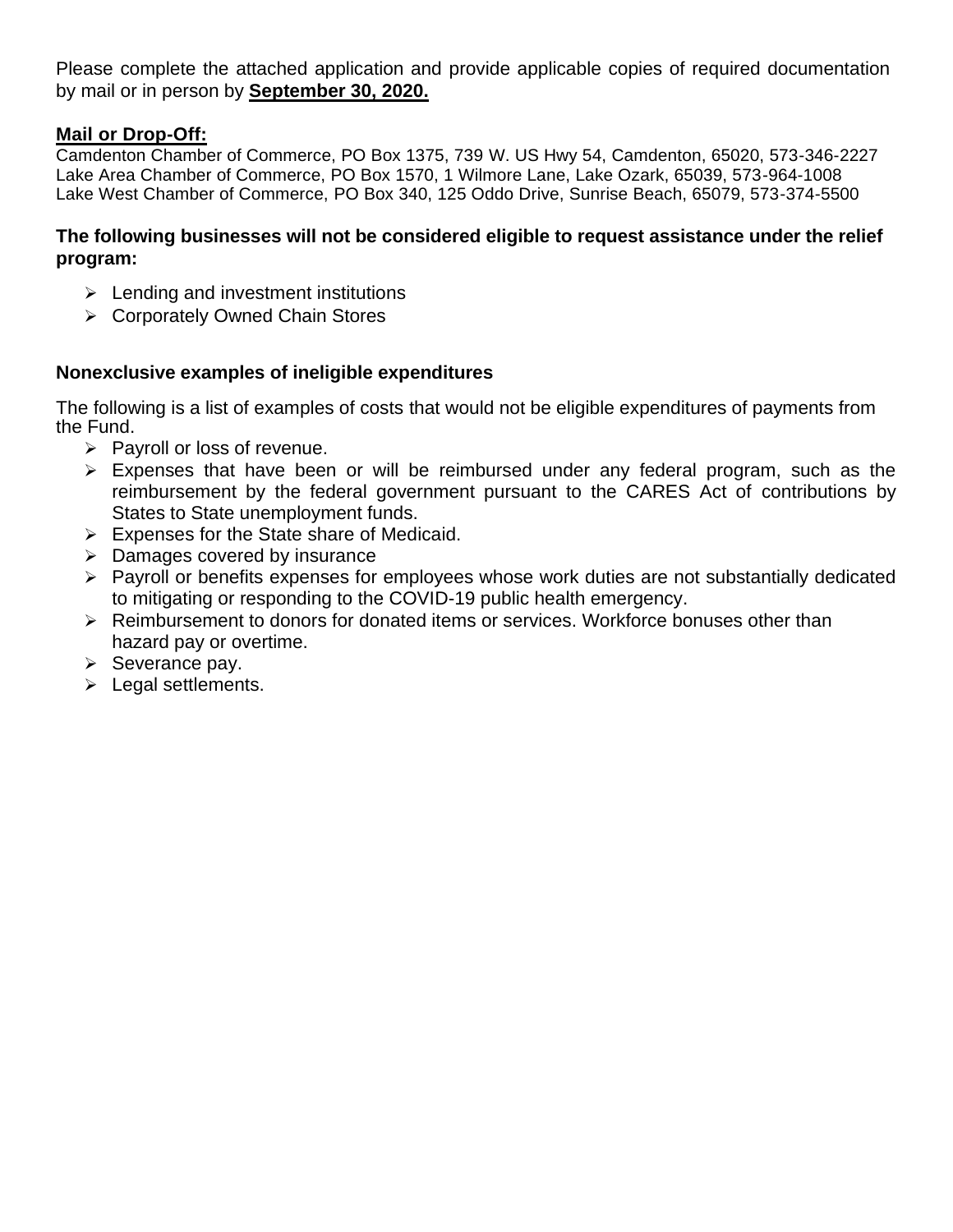Please complete the attached application and provide applicable copies of required documentation by mail or in person by **September 30, 2020.**

**Mail or Drop-Off:**

Camdenton Chamber of Commerce, PO Box 1375, 739 W. US Hwy 54, Camdenton, 65020, 573-346-2227
Lake Area Chamber of Commerce, PO Box 1570, 1 Wilmore Lane, Lake Ozark, 65039, 573-964-1008
Lake West Chamber of Commerce, PO Box 340, 125 Oddo Drive, Sunrise Beach, 65079, 573-374-5500

**The following businesses will not be considered eligible to request assistance under the relief program:**

- Lending and investment institutions
- Corporately Owned Chain Stores

**Nonexclusive examples of ineligible expenditures**

The following is a list of examples of costs that would not be eligible expenditures of payments from the Fund.

- Payroll or loss of revenue.
- Expenses that have been or will be reimbursed under any federal program, such as the reimbursement by the federal government pursuant to the CARES Act of contributions by States to State unemployment funds.
- Expenses for the State share of Medicaid.
- Damages covered by insurance
- Payroll or benefits expenses for employees whose work duties are not substantially dedicated to mitigating or responding to the COVID-19 public health emergency.
- Reimbursement to donors for donated items or services. Workforce bonuses other than hazard pay or overtime.
- Severance pay.
- Legal settlements.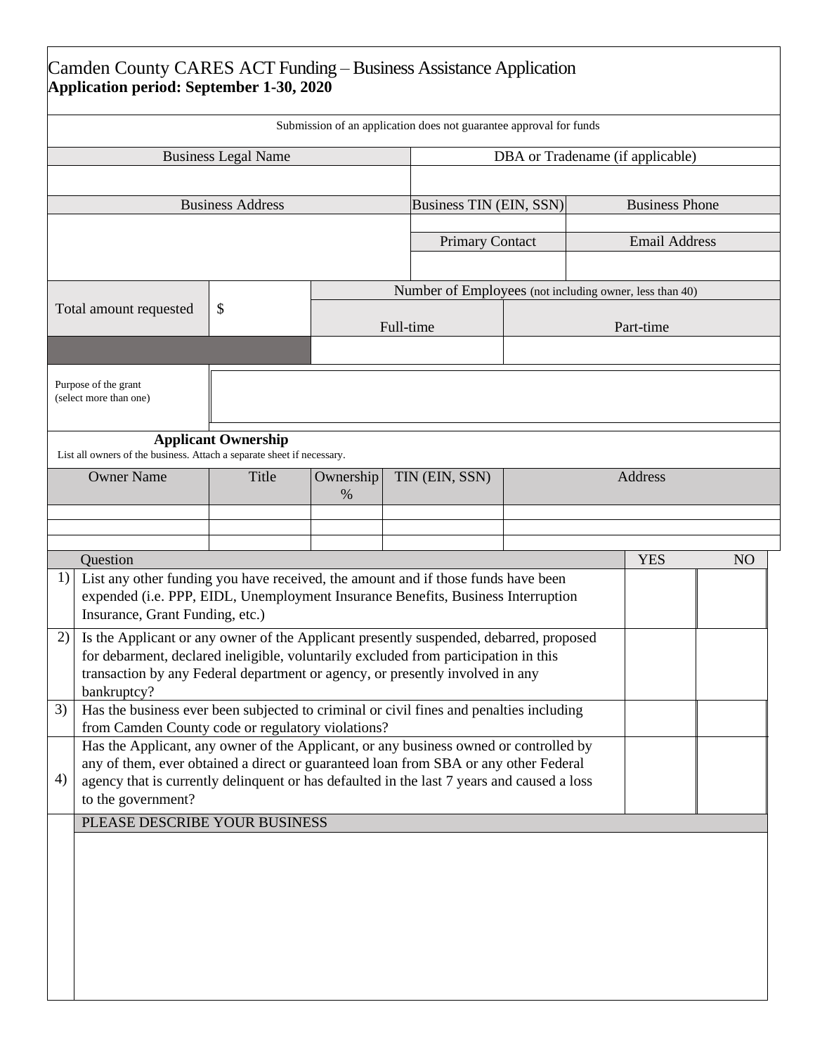# Camden County CARES ACT Funding – Business Assistance Application

**Application period: September 1-30, 2020**

Submission of an application does not guarantee approval for funds

| Business Legal Name | DBA or Tradename (if applicable) | |
|---|---|---|
| | | |
| **Business Address** | **Business TIN (EIN, SSN)** | **Business Phone** |
| | | |
| | **Primary Contact** | **Email Address** |
| | | |

| Total amount requested | $ | Number of Employees (not including owner, less than 40) | |
|---|---|---|---|
| | | Full-time | Part-time |
| | | | |

| Purpose of the grant (select more than one) | |
|---|---|

### Applicant Ownership

List all owners of the business. Attach a separate sheet if necessary.

| Owner Name | Title | Ownership % | TIN (EIN, SSN) | Address |
|---|---|---|---|---|
| | | | | |
| | | | | |
| | | | | |

| | Question | YES | NO |
|---|---|---|---|
| 1) | List any other funding you have received, the amount and if those funds have been expended (i.e. PPP, EIDL, Unemployment Insurance Benefits, Business Interruption Insurance, Grant Funding, etc.) | | |
| 2) | Is the Applicant or any owner of the Applicant presently suspended, debarred, proposed for debarment, declared ineligible, voluntarily excluded from participation in this transaction by any Federal department or agency, or presently involved in any bankruptcy? | | |
| 3) | Has the business ever been subjected to criminal or civil fines and penalties including from Camden County code or regulatory violations? | | |
| 4) | Has the Applicant, any owner of the Applicant, or any business owned or controlled by any of them, ever obtained a direct or guaranteed loan from SBA or any other Federal agency that is currently delinquent or has defaulted in the last 7 years and caused a loss to the government? | | |

PLEASE DESCRIBE YOUR BUSINESS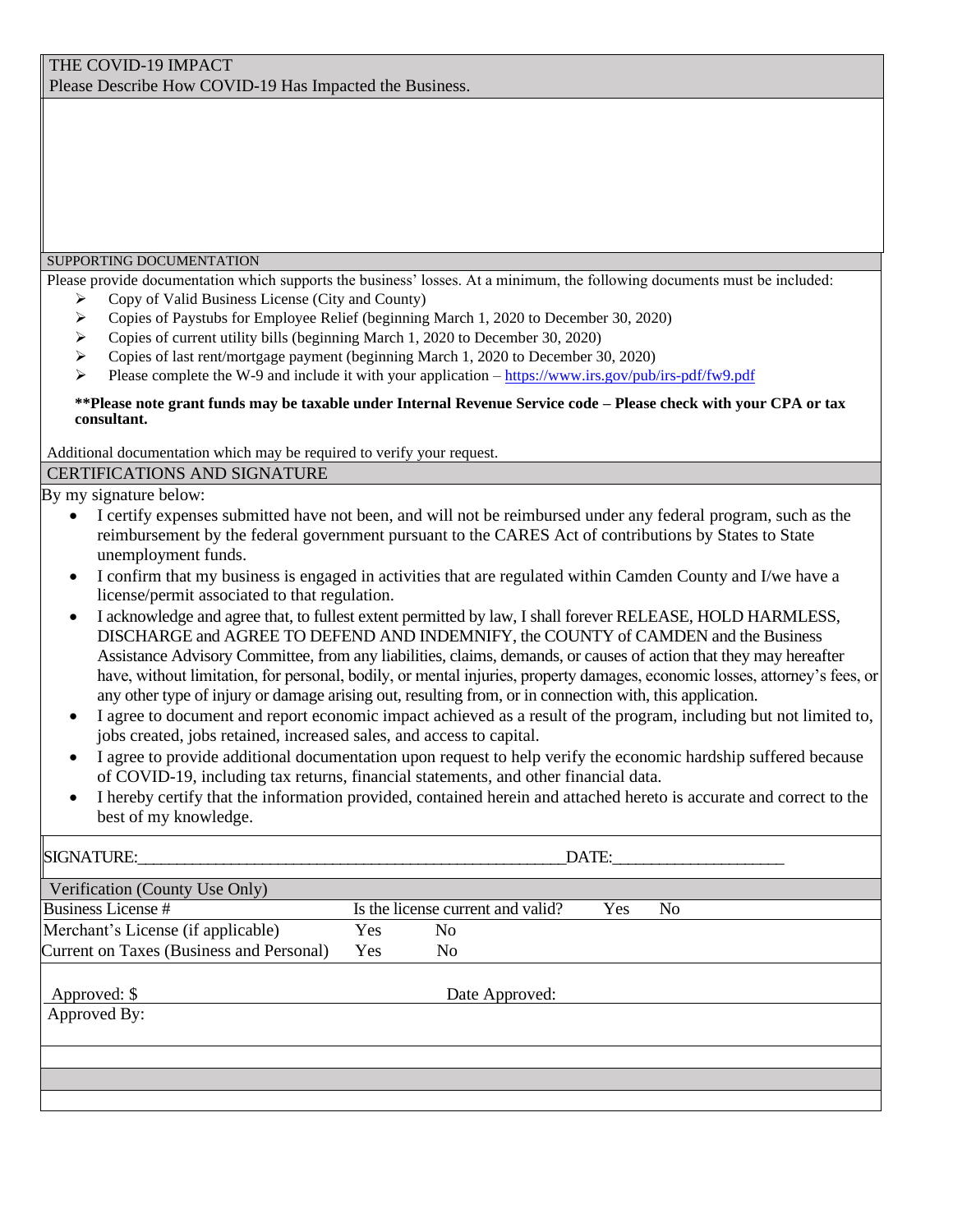## THE COVID-19 IMPACT

Please Describe How COVID-19 Has Impacted the Business.

## SUPPORTING DOCUMENTATION

Please provide documentation which supports the business' losses. At a minimum, the following documents must be included:

- Copy of Valid Business License (City and County)
- Copies of Paystubs for Employee Relief (beginning March 1, 2020 to December 30, 2020)
- Copies of current utility bills (beginning March 1, 2020 to December 30, 2020)
- Copies of last rent/mortgage payment (beginning March 1, 2020 to December 30, 2020)
- Please complete the W-9 and include it with your application – https://www.irs.gov/pub/irs-pdf/fw9.pdf

**\*\*Please note grant funds may be taxable under Internal Revenue Service code – Please check with your CPA or tax consultant.**

Additional documentation which may be required to verify your request.

## CERTIFICATIONS AND SIGNATURE

By my signature below:

- I certify expenses submitted have not been, and will not be reimbursed under any federal program, such as the reimbursement by the federal government pursuant to the CARES Act of contributions by States to State unemployment funds.
- I confirm that my business is engaged in activities that are regulated within Camden County and I/we have a license/permit associated to that regulation.
- I acknowledge and agree that, to fullest extent permitted by law, I shall forever RELEASE, HOLD HARMLESS, DISCHARGE and AGREE TO DEFEND AND INDEMNIFY, the COUNTY of CAMDEN and the Business Assistance Advisory Committee, from any liabilities, claims, demands, or causes of action that they may hereafter have, without limitation, for personal, bodily, or mental injuries, property damages, economic losses, attorney's fees, or any other type of injury or damage arising out, resulting from, or in connection with, this application.
- I agree to document and report economic impact achieved as a result of the program, including but not limited to, jobs created, jobs retained, increased sales, and access to capital.
- I agree to provide additional documentation upon request to help verify the economic hardship suffered because of COVID-19, including tax returns, financial statements, and other financial data.
- I hereby certify that the information provided, contained herein and attached hereto is accurate and correct to the best of my knowledge.

SIGNATURE:_______________________________________________________DATE:_____________________

## Verification (County Use Only)

| | | | |
|---|---|---|---|
| Business License # | Is the license current and valid? | Yes | No |
| Merchant's License (if applicable) | Yes | No | |
| Current on Taxes (Business and Personal) | Yes | No | |

Approved: $ &nbsp;&nbsp;&nbsp;&nbsp;&nbsp;&nbsp;&nbsp;&nbsp; Date Approved:

Approved By: